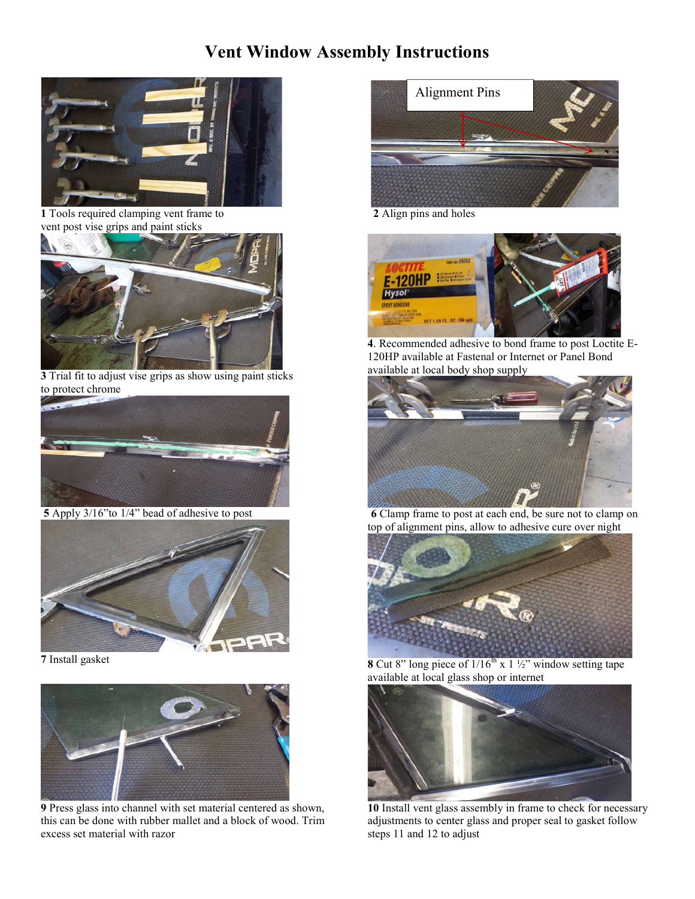# Vent Window Assembly Instructions

**1** Tools required clamping vent frame to vent post vise grips and paint sticks

Alignment Pins

**2** Align pins and holes

**3** Trial fit to adjust vise grips as show using paint sticks to protect chrome

**4**. Recommended adhesive to bond frame to post Loctite E-120HP available at Fastenal or Internet or Panel Bond available at local body shop supply

**5** Apply 3/16"to 1/4" bead of adhesive to post

**6** Clamp frame to post at each end, be sure not to clamp on top of alignment pins, allow to adhesive cure over night

**7** Install gasket

**8** Cut 8" long piece of 1/16th x 1 ½" window setting tape available at local glass shop or internet

**9** Press glass into channel with set material centered as shown, this can be done with rubber mallet and a block of wood. Trim excess set material with razor

**10** Install vent glass assembly in frame to check for necessary adjustments to center glass and proper seal to gasket follow steps 11 and 12 to adjust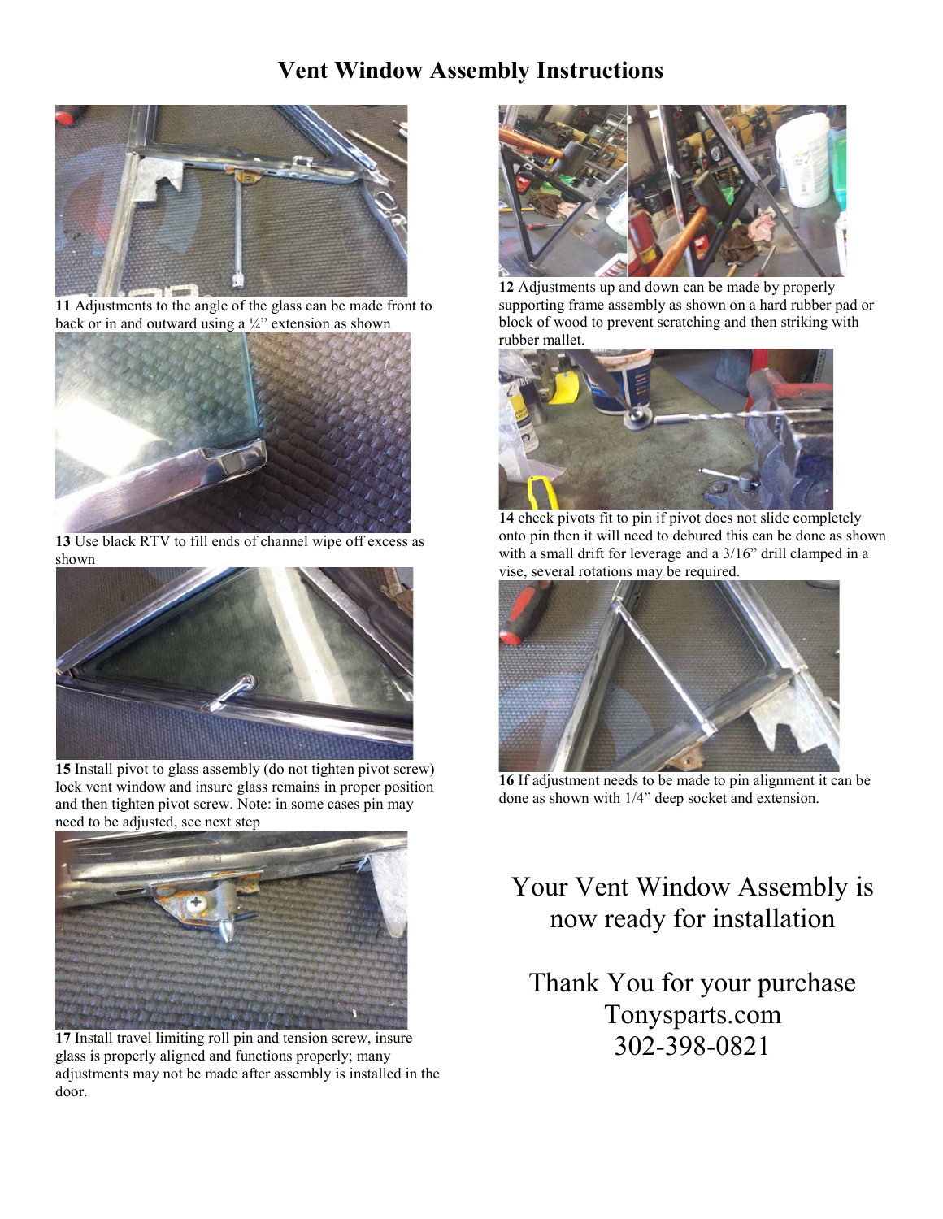# Vent Window Assembly Instructions

**11** Adjustments to the angle of the glass can be made front to back or in and outward using a ¼" extension as shown

**12** Adjustments up and down can be made by properly supporting frame assembly as shown on a hard rubber pad or block of wood to prevent scratching and then striking with rubber mallet.

**13** Use black RTV to fill ends of channel wipe off excess as shown

**14** check pivots fit to pin if pivot does not slide completely onto pin then it will need to debured this can be done as shown with a small drift for leverage and a 3/16" drill clamped in a vise, several rotations may be required.

**15** Install pivot to glass assembly (do not tighten pivot screw) lock vent window and insure glass remains in proper position and then tighten pivot screw. Note: in some cases pin may need to be adjusted, see next step

**16** If adjustment needs to be made to pin alignment it can be done as shown with 1/4" deep socket and extension.

**17** Install travel limiting roll pin and tension screw, insure glass is properly aligned and functions properly; many adjustments may not be made after assembly is installed in the door.

Your Vent Window Assembly is now ready for installation

Thank You for your purchase
Tonysparts.com
302-398-0821